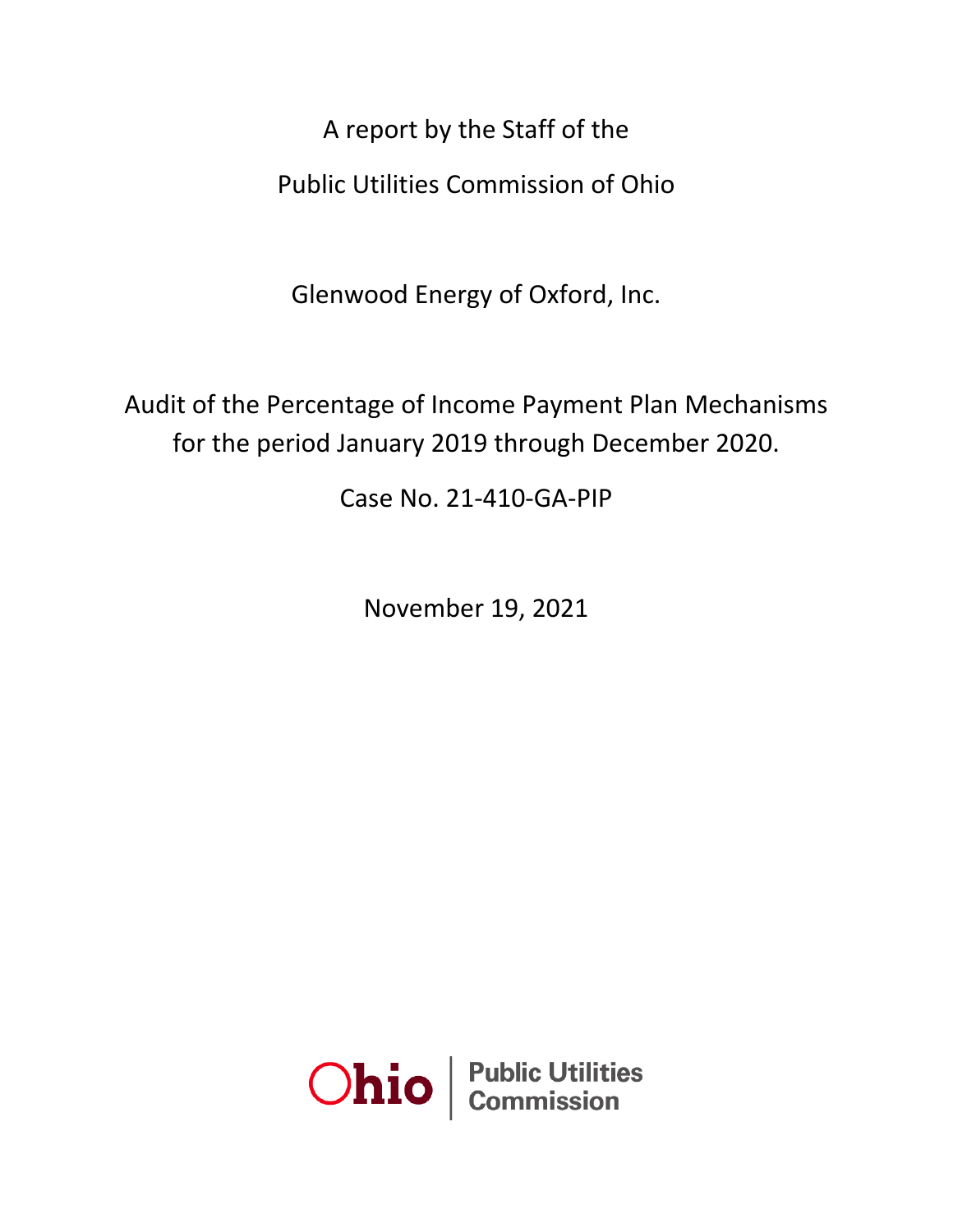A report by the Staff of the

Public Utilities Commission of Ohio

Glenwood Energy of Oxford, Inc.

Audit of the Percentage of Income Payment Plan Mechanisms for the period January 2019 through December 2020.

Case No. 21-410-GA-PIP

November 19, 2021

Ohio | Public Utilities Commission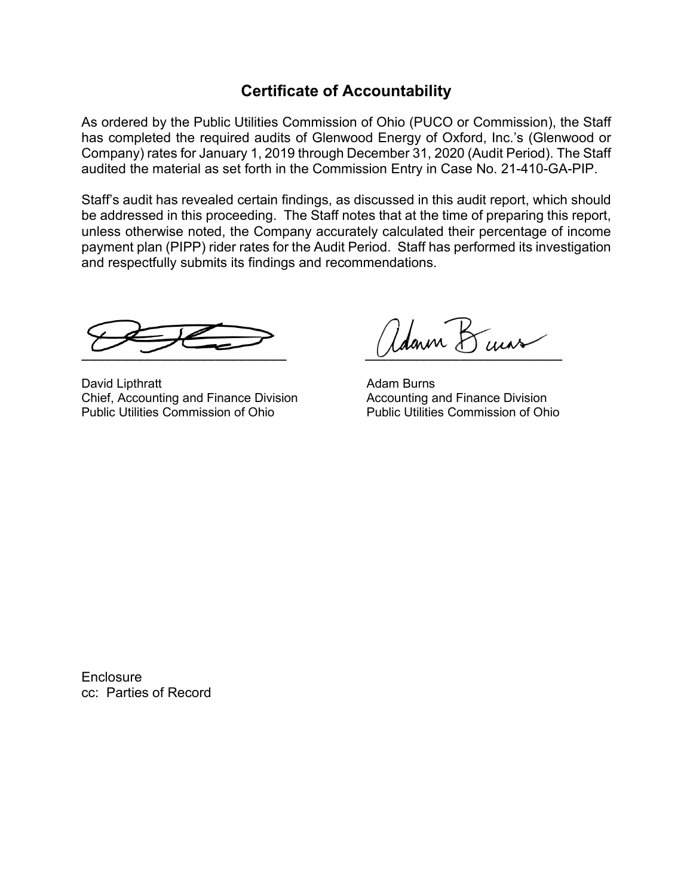## Certificate of Accountability

As ordered by the Public Utilities Commission of Ohio (PUCO or Commission), the Staff has completed the required audits of Glenwood Energy of Oxford, Inc.'s (Glenwood or Company) rates for January 1, 2019 through December 31, 2020 (Audit Period). The Staff audited the material as set forth in the Commission Entry in Case No. 21-410-GA-PIP.

Staff's audit has revealed certain findings, as discussed in this audit report, which should be addressed in this proceeding. The Staff notes that at the time of preparing this report, unless otherwise noted, the Company accurately calculated their percentage of income payment plan (PIPP) rider rates for the Audit Period. Staff has performed its investigation and respectfully submits its findings and recommendations.

\_\_\_\_\_\_\_\_\_\_\_\_\_\_\_\_\_\_\_\_\_\_\_\_\_\_\_\_

David Lipthratt
Chief, Accounting and Finance Division
Public Utilities Commission of Ohio

\_\_\_\_\_\_\_\_\_\_\_\_\_\_\_\_\_\_\_\_\_\_\_\_\_\_\_\_

Adam Burns
Accounting and Finance Division
Public Utilities Commission of Ohio

Enclosure
cc: Parties of Record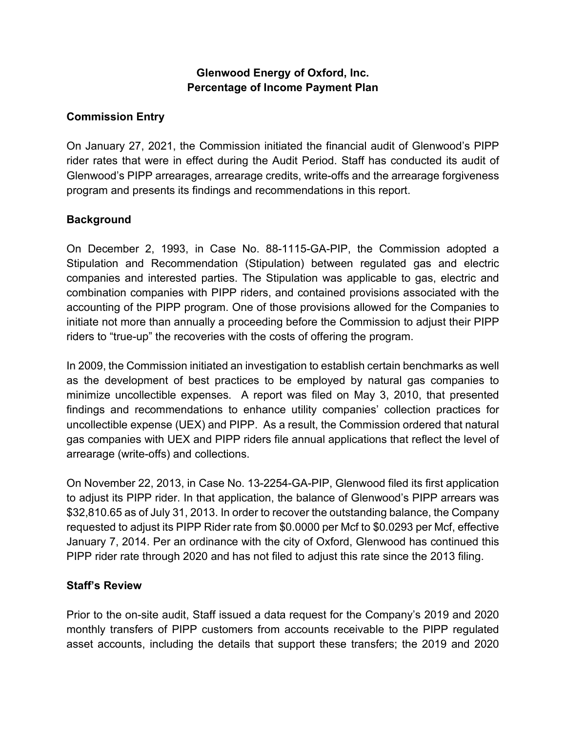**Glenwood Energy of Oxford, Inc.**
**Percentage of Income Payment Plan**

## Commission Entry

On January 27, 2021, the Commission initiated the financial audit of Glenwood's PIPP rider rates that were in effect during the Audit Period. Staff has conducted its audit of Glenwood's PIPP arrearages, arrearage credits, write-offs and the arrearage forgiveness program and presents its findings and recommendations in this report.

## Background

On December 2, 1993, in Case No. 88-1115-GA-PIP, the Commission adopted a Stipulation and Recommendation (Stipulation) between regulated gas and electric companies and interested parties. The Stipulation was applicable to gas, electric and combination companies with PIPP riders, and contained provisions associated with the accounting of the PIPP program. One of those provisions allowed for the Companies to initiate not more than annually a proceeding before the Commission to adjust their PIPP riders to "true-up" the recoveries with the costs of offering the program.

In 2009, the Commission initiated an investigation to establish certain benchmarks as well as the development of best practices to be employed by natural gas companies to minimize uncollectible expenses. A report was filed on May 3, 2010, that presented findings and recommendations to enhance utility companies' collection practices for uncollectible expense (UEX) and PIPP. As a result, the Commission ordered that natural gas companies with UEX and PIPP riders file annual applications that reflect the level of arrearage (write-offs) and collections.

On November 22, 2013, in Case No. 13-2254-GA-PIP, Glenwood filed its first application to adjust its PIPP rider. In that application, the balance of Glenwood's PIPP arrears was $32,810.65 as of July 31, 2013. In order to recover the outstanding balance, the Company requested to adjust its PIPP Rider rate from $0.0000 per Mcf to $0.0293 per Mcf, effective January 7, 2014. Per an ordinance with the city of Oxford, Glenwood has continued this PIPP rider rate through 2020 and has not filed to adjust this rate since the 2013 filing.

## Staff's Review

Prior to the on-site audit, Staff issued a data request for the Company's 2019 and 2020 monthly transfers of PIPP customers from accounts receivable to the PIPP regulated asset accounts, including the details that support these transfers; the 2019 and 2020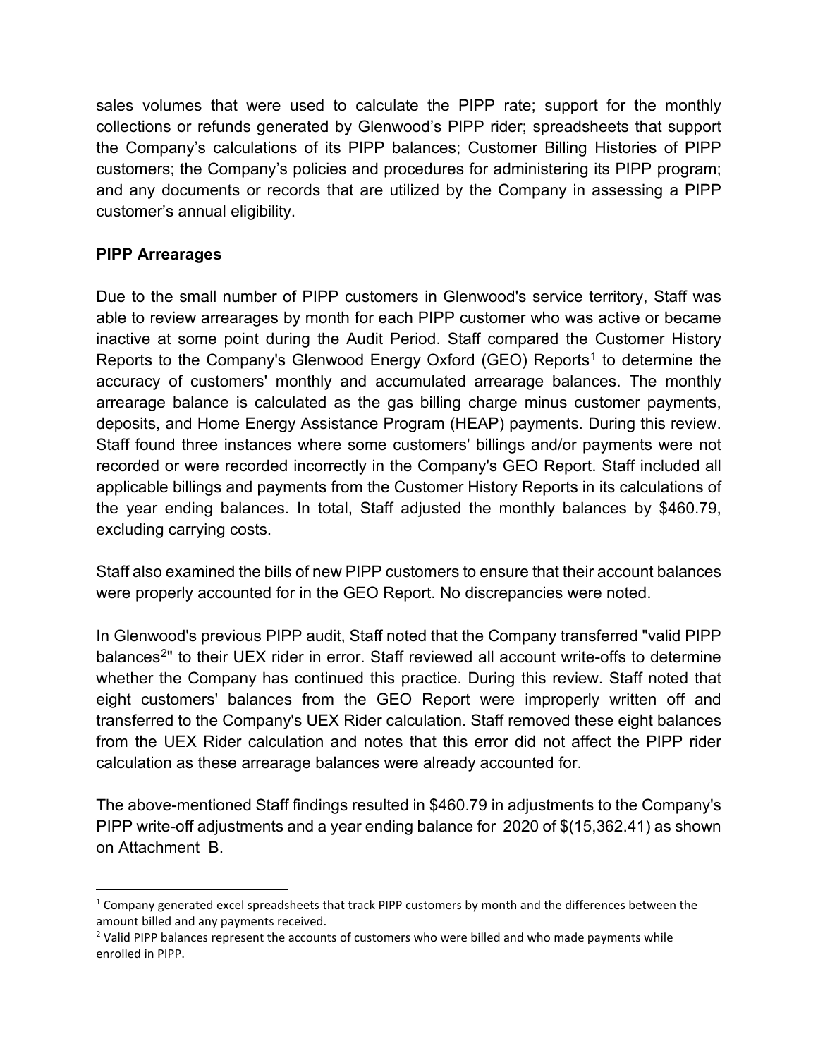sales volumes that were used to calculate the PIPP rate; support for the monthly collections or refunds generated by Glenwood's PIPP rider; spreadsheets that support the Company's calculations of its PIPP balances; Customer Billing Histories of PIPP customers; the Company's policies and procedures for administering its PIPP program; and any documents or records that are utilized by the Company in assessing a PIPP customer's annual eligibility.

**PIPP Arrearages**

Due to the small number of PIPP customers in Glenwood's service territory, Staff was able to review arrearages by month for each PIPP customer who was active or became inactive at some point during the Audit Period. Staff compared the Customer History Reports to the Company's Glenwood Energy Oxford (GEO) Reports[1] to determine the accuracy of customers' monthly and accumulated arrearage balances. The monthly arrearage balance is calculated as the gas billing charge minus customer payments, deposits, and Home Energy Assistance Program (HEAP) payments. During this review. Staff found three instances where some customers' billings and/or payments were not recorded or were recorded incorrectly in the Company's GEO Report. Staff included all applicable billings and payments from the Customer History Reports in its calculations of the year ending balances. In total, Staff adjusted the monthly balances by $460.79, excluding carrying costs.

Staff also examined the bills of new PIPP customers to ensure that their account balances were properly accounted for in the GEO Report. No discrepancies were noted.

In Glenwood's previous PIPP audit, Staff noted that the Company transferred "valid PIPP balances[2]" to their UEX rider in error. Staff reviewed all account write-offs to determine whether the Company has continued this practice. During this review. Staff noted that eight customers' balances from the GEO Report were improperly written off and transferred to the Company's UEX Rider calculation. Staff removed these eight balances from the UEX Rider calculation and notes that this error did not affect the PIPP rider calculation as these arrearage balances were already accounted for.

The above-mentioned Staff findings resulted in $460.79 in adjustments to the Company's PIPP write-off adjustments and a year ending balance for 2020 of $(15,362.41) as shown on Attachment B.

---

[1] Company generated excel spreadsheets that track PIPP customers by month and the differences between the amount billed and any payments received.

[2] Valid PIPP balances represent the accounts of customers who were billed and who made payments while enrolled in PIPP.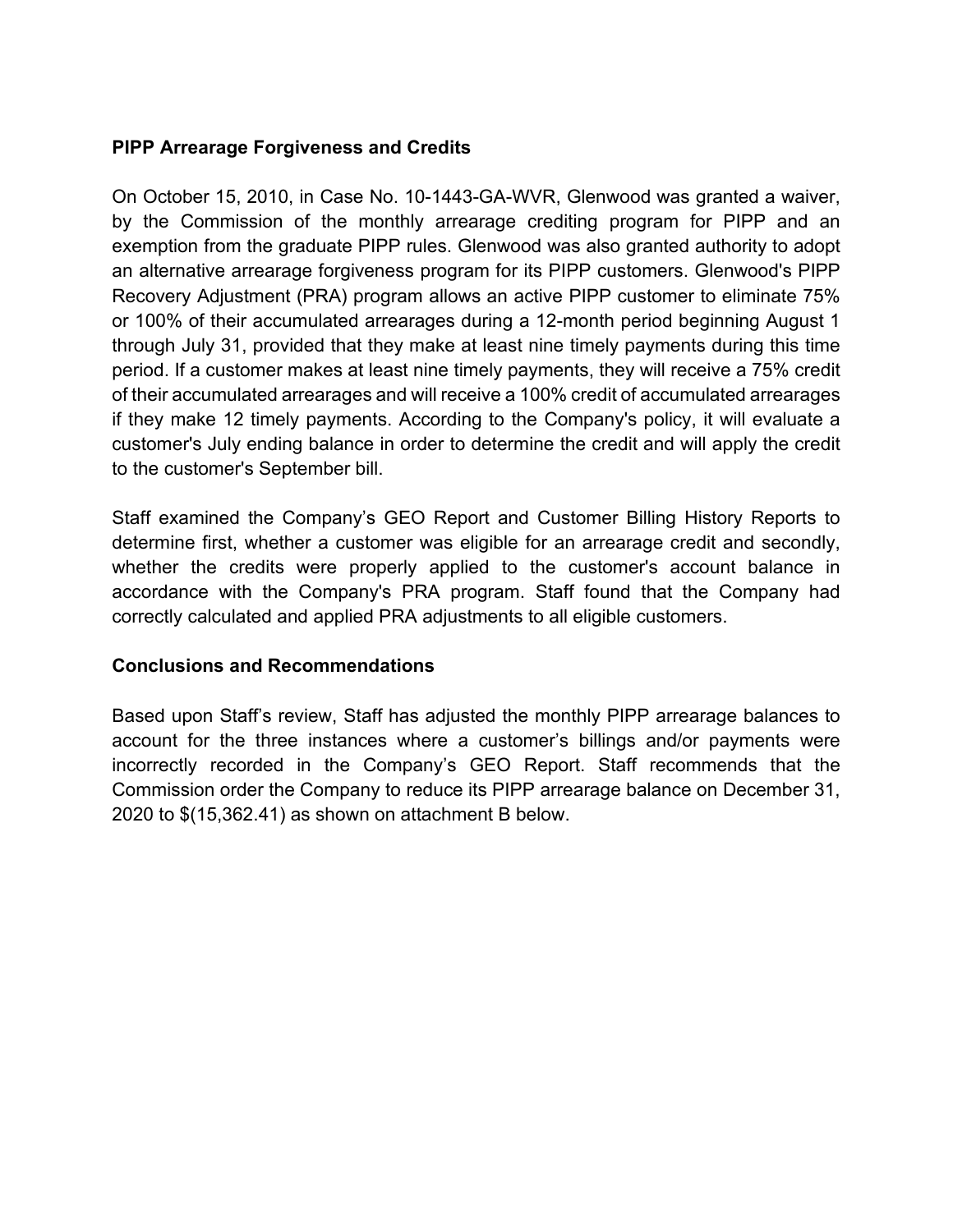**PIPP Arrearage Forgiveness and Credits**

On October 15, 2010, in Case No. 10-1443-GA-WVR, Glenwood was granted a waiver, by the Commission of the monthly arrearage crediting program for PIPP and an exemption from the graduate PIPP rules. Glenwood was also granted authority to adopt an alternative arrearage forgiveness program for its PIPP customers. Glenwood's PIPP Recovery Adjustment (PRA) program allows an active PIPP customer to eliminate 75% or 100% of their accumulated arrearages during a 12-month period beginning August 1 through July 31, provided that they make at least nine timely payments during this time period. If a customer makes at least nine timely payments, they will receive a 75% credit of their accumulated arrearages and will receive a 100% credit of accumulated arrearages if they make 12 timely payments. According to the Company's policy, it will evaluate a customer's July ending balance in order to determine the credit and will apply the credit to the customer's September bill.

Staff examined the Company's GEO Report and Customer Billing History Reports to determine first, whether a customer was eligible for an arrearage credit and secondly, whether the credits were properly applied to the customer's account balance in accordance with the Company's PRA program. Staff found that the Company had correctly calculated and applied PRA adjustments to all eligible customers.

**Conclusions and Recommendations**

Based upon Staff's review, Staff has adjusted the monthly PIPP arrearage balances to account for the three instances where a customer's billings and/or payments were incorrectly recorded in the Company's GEO Report. Staff recommends that the Commission order the Company to reduce its PIPP arrearage balance on December 31, 2020 to $(15,362.41) as shown on attachment B below.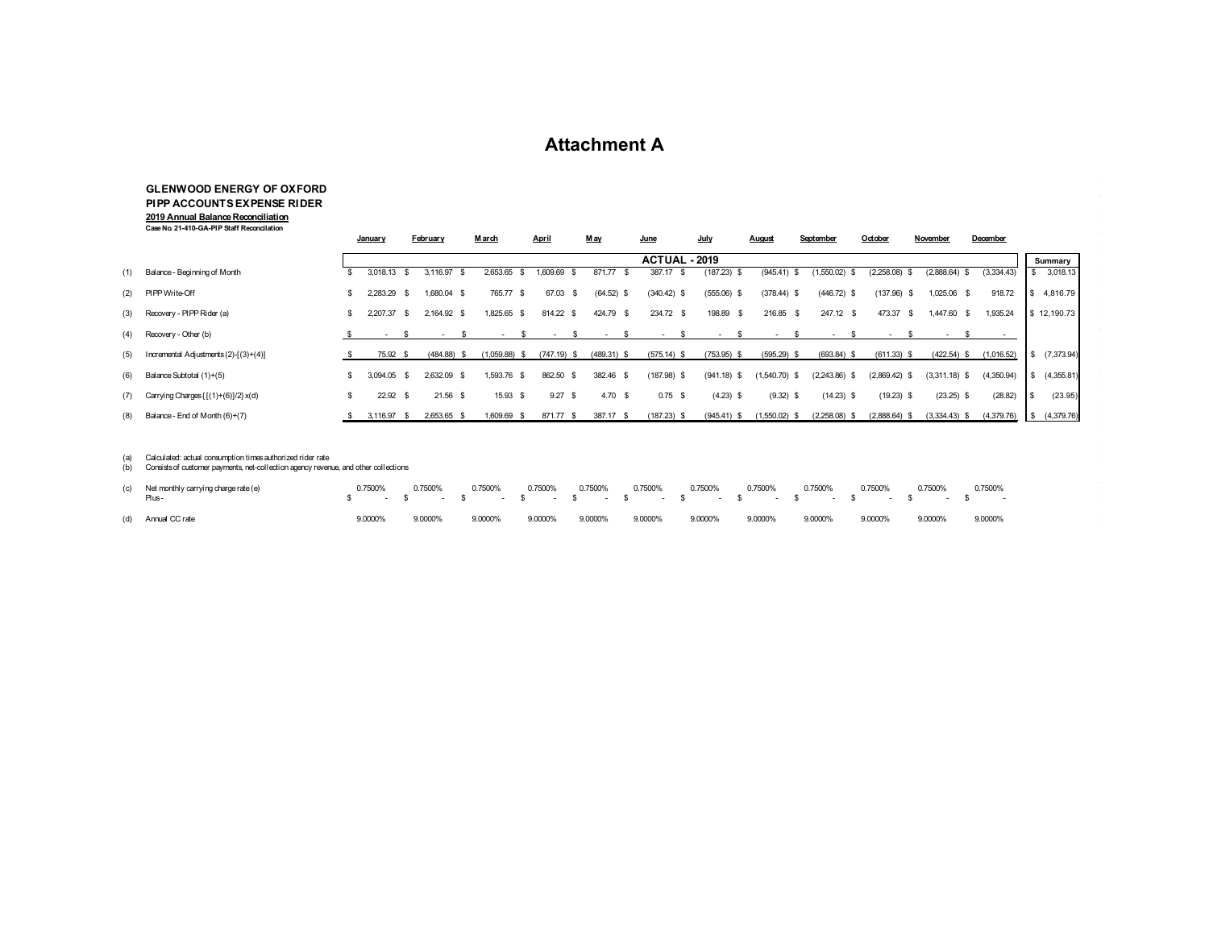# Attachment A

**GLENWOOD ENERGY OF OXFORD**
**PIPP ACCOUNTS EXPENSE RIDER**
**2019 Annual Balance Reconciliation**
**Case No. 21-410-GA-PIP Staff Reconciliation**

| | | January | February | March | April | May | June | July | August | September | October | November | December | Summary |
|---|---|---|---|---|---|---|---|---|---|---|---|---|---|---|
| | | **ACTUAL - 2019** | | | | | | | | | | | | |
| (1) | Balance - Beginning of Month | $ 3,018.13 | $ 3,116.97 | $ 2,653.65 | $ 1,609.69 | $ 871.77 | $ 387.17 | $ (187.23) | $ (945.41) | $ (1,550.02) | $ (2,258.08) | $ (2,888.64) | $ (3,334.43) | $ 3,018.13 |
| (2) | PIPP Write-Off | $ 2,283.29 | $ 1,680.04 | $ 765.77 | $ 67.03 | $ (64.52) | $ (340.42) | $ (555.06) | $ (378.44) | $ (446.72) | $ (137.96) | $ 1,025.06 | $ 918.72 | $ 4,816.79 |
| (3) | Recovery - PIPP Rider (a) | $ 2,207.37 | $ 2,164.92 | $ 1,825.65 | $ 814.22 | $ 424.79 | $ 234.72 | $ 198.89 | $ 216.85 | $ 247.12 | $ 473.37 | $ 1,447.60 | $ 1,935.24 | $ 12,190.73 |
| (4) | Recovery - Other (b) | $ - | $ - | $ - | $ - | $ - | $ - | $ - | $ - | $ - | $ - | $ - | $ - | |
| (5) | Incremental Adjustments (2)-[(3)+(4)] | $ 75.92 | $ (484.88) | $ (1,059.88) | $ (747.19) | $ (489.31) | $ (575.14) | $ (753.95) | $ (595.29) | $ (693.84) | $ (611.33) | $ (422.54) | $ (1,016.52) | $ (7,373.94) |
| (6) | Balance Subtotal (1)+(5) | $ 3,094.05 | $ 2,632.09 | $ 1,593.76 | $ 862.50 | $ 382.46 | $ (187.98) | $ (941.18) | $ (1,540.70) | $ (2,243.86) | $ (2,869.42) | $ (3,311.18) | $ (4,350.94) | $ (4,355.81) |
| (7) | Carrying Charges {[(1)+(6)]/2} x(d) | $ 22.92 | $ 21.56 | $ 15.93 | $ 9.27 | $ 4.70 | $ 0.75 | $ (4.23) | $ (9.32) | $ (14.23) | $ (19.23) | $ (23.25) | $ (28.82) | $ (23.95) |
| (8) | Balance - End of Month (6)+(7) | $ 3,116.97 | $ 2,653.65 | $ 1,609.69 | $ 871.77 | $ 387.17 | $ (187.23) | $ (945.41) | $ (1,550.02) | $ (2,258.08) | $ (2,888.64) | $ (3,334.43) | $ (4,379.76) | $ (4,379.76) |

(a) Calculated: actual consumption times authorized rider rate
(b) Consists of customer payments, net-collection agency revenue, and other collections

| | | January | February | March | April | May | June | July | August | September | October | November | December |
|---|---|---|---|---|---|---|---|---|---|---|---|---|---|
| (c) | Net monthly carrying charge rate (e) | 0.7500% | 0.7500% | 0.7500% | 0.7500% | 0.7500% | 0.7500% | 0.7500% | 0.7500% | 0.7500% | 0.7500% | 0.7500% | 0.7500% |
| | Plus - | $ - | $ - | $ - | $ - | $ - | $ - | $ - | $ - | $ - | $ - | $ - | $ - |
| (d) | Annual CC rate | 9.0000% | 9.0000% | 9.0000% | 9.0000% | 9.0000% | 9.0000% | 9.0000% | 9.0000% | 9.0000% | 9.0000% | 9.0000% | 9.0000% |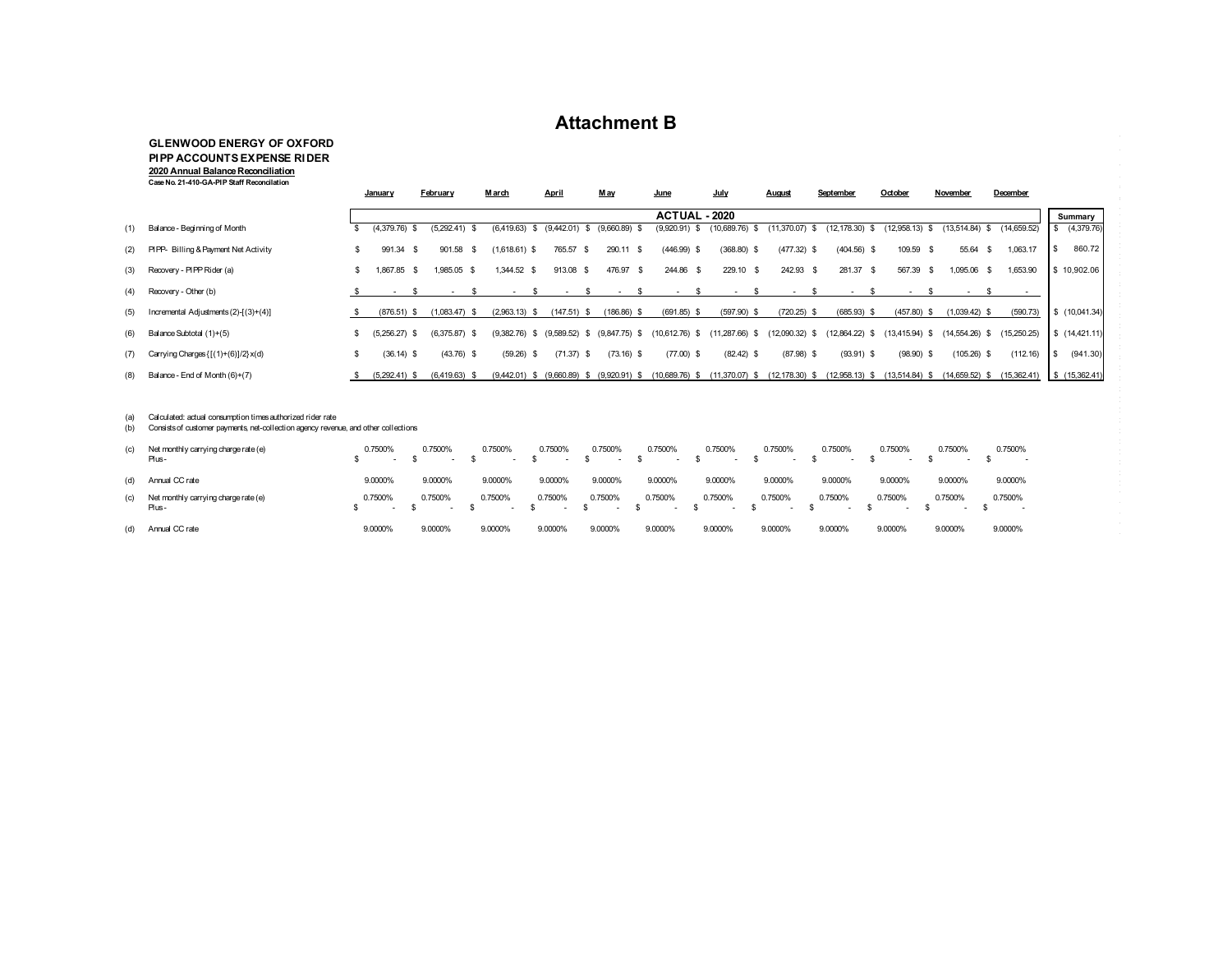# Attachment B

**GLENWOOD ENERGY OF OXFORD**
**PIPP ACCOUNTS EXPENSE RIDER**
**2020 Annual Balance Reconciliation**
**Case No. 21-410-GA-PIP Staff Reconciliation**

| | | January | February | March | April | May | June | July | August | September | October | November | December | Summary |
|---|---|---|---|---|---|---|---|---|---|---|---|---|---|---|
| | | ACTUAL - 2020 | | | | | | | | | | | | |
| (1) | Balance - Beginning of Month | $ (4,379.76) | $ (5,292.41) | $ (6,419.63) | $ (9,442.01) | $ (9,660.89) | $ (9,920.91) | $ (10,689.76) | $ (11,370.07) | $ (12,178.30) | $ (12,958.13) | $ (13,514.84) | $ (14,659.52) | $ (4,379.76) |
| (2) | PIPP- Billing & Payment Net Activity | $ 991.34 | $ 901.58 | $ (1,618.61) | $ 765.57 | $ 290.11 | $ (446.99) | $ (368.80) | $ (477.32) | $ (404.56) | $ 109.59 | $ 55.64 | $ 1,063.17 | $ 860.72 |
| (3) | Recovery - PIPP Rider (a) | $ 1,867.85 | $ 1,985.05 | $ 1,344.52 | $ 913.08 | $ 476.97 | $ 244.86 | $ 229.10 | $ 242.93 | $ 281.37 | $ 567.39 | $ 1,095.06 | $ 1,653.90 | $ 10,902.06 |
| (4) | Recovery - Other (b) | $ - | $ - | $ - | $ - | $ - | $ - | $ - | $ - | $ - | $ - | $ - | $ - | |
| (5) | Incremental Adjustments (2)-[(3)+(4)] | $ (876.51) | $ (1,083.47) | $ (2,963.13) | $ (147.51) | $ (186.86) | $ (691.85) | $ (597.90) | $ (720.25) | $ (685.93) | $ (457.80) | $ (1,039.42) | $ (590.73) | $ (10,041.34) |
| (6) | Balance Subtotal (1)+(5) | $ (5,256.27) | $ (6,375.87) | $ (9,382.76) | $ (9,589.52) | $ (9,847.75) | $ (10,612.76) | $ (11,287.66) | $ (12,090.32) | $ (12,864.22) | $ (13,415.94) | $ (14,554.26) | $ (15,250.25) | $ (14,421.11) |
| (7) | Carrying Charges {[(1)+(6)]/2}x(d) | $ (36.14) | $ (43.76) | $ (59.26) | $ (71.37) | $ (73.16) | $ (77.00) | $ (82.42) | $ (87.98) | $ (93.91) | $ (98.90) | $ (105.26) | $ (112.16) | $ (941.30) |
| (8) | Balance - End of Month (6)+(7) | $ (5,292.41) | $ (6,419.63) | $ (9,442.01) | $ (9,660.89) | $ (9,920.91) | $ (10,689.76) | $ (11,370.07) | $ (12,178.30) | $ (12,958.13) | $ (13,514.84) | $ (14,659.52) | $ (15,362.41) | $ (15,362.41) |

(a) Calculated: actual consumption times authorized rider rate
(b) Consists of customer payments, net-collection agency revenue, and other collections

| | | January | February | March | April | May | June | July | August | September | October | November | December |
|---|---|---|---|---|---|---|---|---|---|---|---|---|---|
| (c) | Net monthly carrying charge rate (e) | 0.7500% | 0.7500% | 0.7500% | 0.7500% | 0.7500% | 0.7500% | 0.7500% | 0.7500% | 0.7500% | 0.7500% | 0.7500% | 0.7500% |
| | Plus - | $ - | $ - | $ - | $ - | $ - | $ - | $ - | $ - | $ - | $ - | $ - | $ - |
| (d) | Annual CC rate | 9.0000% | 9.0000% | 9.0000% | 9.0000% | 9.0000% | 9.0000% | 9.0000% | 9.0000% | 9.0000% | 9.0000% | 9.0000% | 9.0000% |
| (c) | Net monthly carrying charge rate (e) | 0.7500% | 0.7500% | 0.7500% | 0.7500% | 0.7500% | 0.7500% | 0.7500% | 0.7500% | 0.7500% | 0.7500% | 0.7500% | 0.7500% |
| | Plus - | $ - | $ - | $ - | $ - | $ - | $ - | $ - | $ - | $ - | $ - | $ - | $ - |
| (d) | Annual CC rate | 9.0000% | 9.0000% | 9.0000% | 9.0000% | 9.0000% | 9.0000% | 9.0000% | 9.0000% | 9.0000% | 9.0000% | 9.0000% | 9.0000% |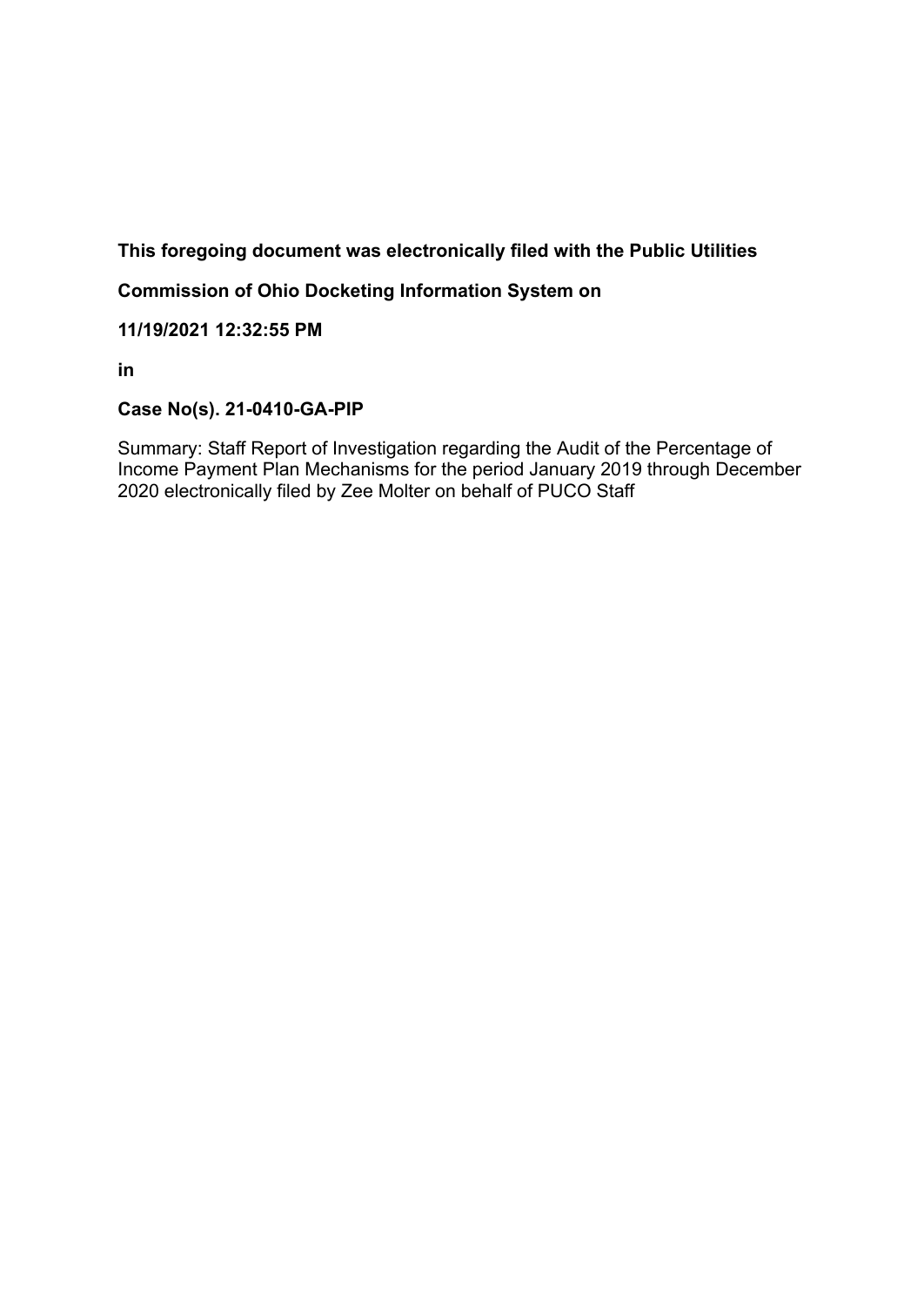**This foregoing document was electronically filed with the Public Utilities**

**Commission of Ohio Docketing Information System on**

**11/19/2021 12:32:55 PM**

**in**

**Case No(s). 21-0410-GA-PIP**

Summary: Staff Report of Investigation regarding the Audit of the Percentage of Income Payment Plan Mechanisms for the period January 2019 through December 2020 electronically filed by Zee Molter on behalf of PUCO Staff